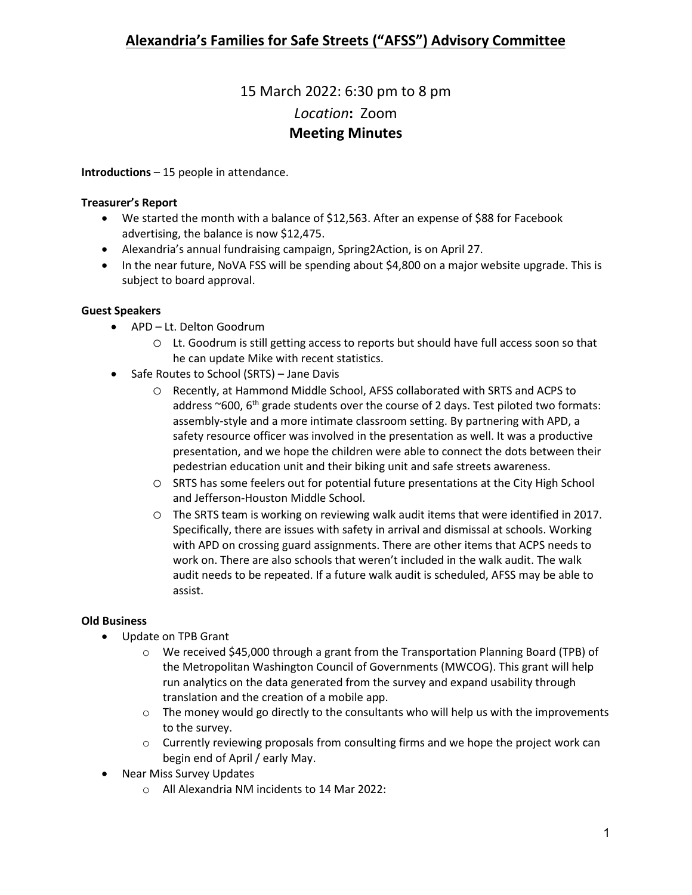# Alexandria's Families for Safe Streets ("AFSS") Advisory Committee

15 March 2022: 6:30 pm to 8 pm

*Location*: Zoom

**Meeting Minutes**

**Introductions** – 15 people in attendance.

**Treasurer's Report**

- We started the month with a balance of $12,563. After an expense of $88 for Facebook advertising, the balance is now $12,475.
- Alexandria's annual fundraising campaign, Spring2Action, is on April 27.
- In the near future, NoVA FSS will be spending about $4,800 on a major website upgrade. This is subject to board approval.

**Guest Speakers**

- APD – Lt. Delton Goodrum
  - Lt. Goodrum is still getting access to reports but should have full access soon so that he can update Mike with recent statistics.
- Safe Routes to School (SRTS) – Jane Davis
  - Recently, at Hammond Middle School, AFSS collaborated with SRTS and ACPS to address ~600, 6th grade students over the course of 2 days. Test piloted two formats: assembly-style and a more intimate classroom setting. By partnering with APD, a safety resource officer was involved in the presentation as well. It was a productive presentation, and we hope the children were able to connect the dots between their pedestrian education unit and their biking unit and safe streets awareness.
  - SRTS has some feelers out for potential future presentations at the City High School and Jefferson-Houston Middle School.
  - The SRTS team is working on reviewing walk audit items that were identified in 2017. Specifically, there are issues with safety in arrival and dismissal at schools. Working with APD on crossing guard assignments. There are other items that ACPS needs to work on. There are also schools that weren't included in the walk audit. The walk audit needs to be repeated. If a future walk audit is scheduled, AFSS may be able to assist.

**Old Business**

- Update on TPB Grant
  - We received $45,000 through a grant from the Transportation Planning Board (TPB) of the Metropolitan Washington Council of Governments (MWCOG). This grant will help run analytics on the data generated from the survey and expand usability through translation and the creation of a mobile app.
  - The money would go directly to the consultants who will help us with the improvements to the survey.
  - Currently reviewing proposals from consulting firms and we hope the project work can begin end of April / early May.
- Near Miss Survey Updates
  - All Alexandria NM incidents to 14 Mar 2022: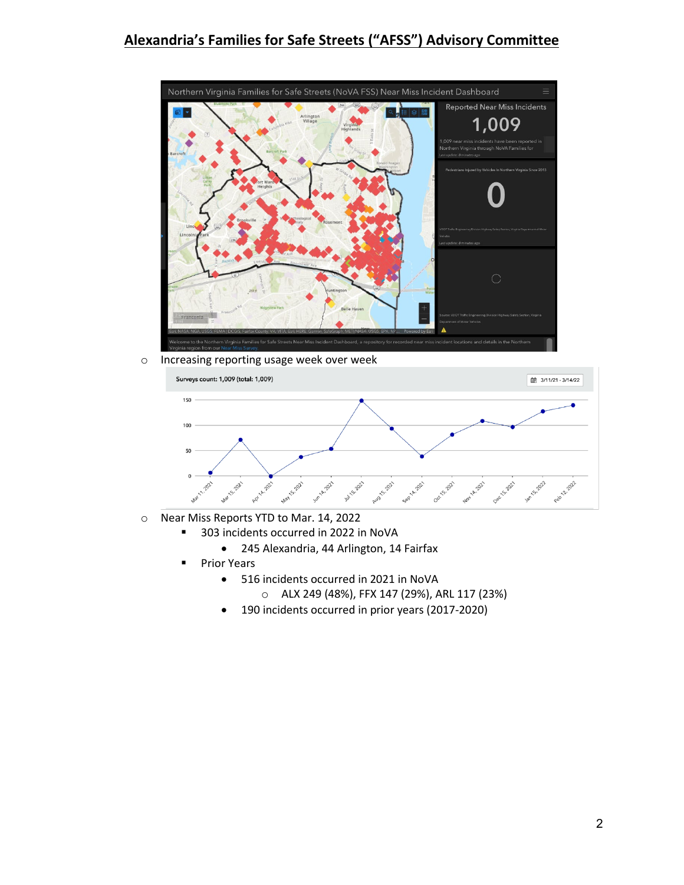## Alexandria's Families for Safe Streets ("AFSS") Advisory Committee

- Increasing reporting usage week over week
- Near Miss Reports YTD to Mar. 14, 2022
  - 303 incidents occurred in 2022 in NoVA
    - 245 Alexandria, 44 Arlington, 14 Fairfax
  - Prior Years
    - 516 incidents occurred in 2021 in NoVA
      - ALX 249 (48%), FFX 147 (29%), ARL 117 (23%)
    - 190 incidents occurred in prior years (2017-2020)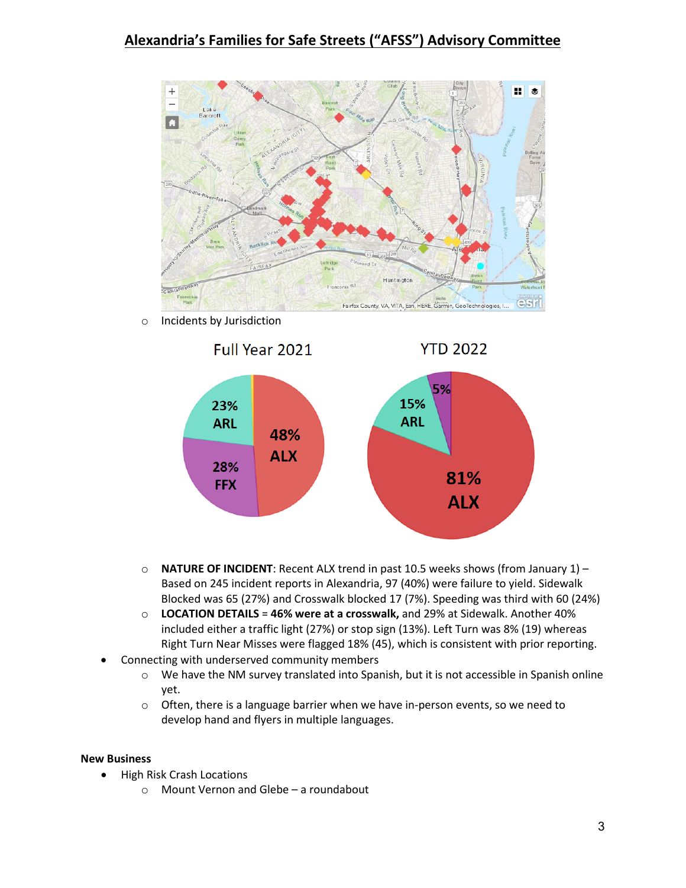# Alexandria's Families for Safe Streets ("AFSS") Advisory Committee

- Incidents by Jurisdiction

Full Year 2021: 48% ALX, 28% FFX, 23% ARL

YTD 2022: 81% ALX, 15% ARL, 5%

- **NATURE OF INCIDENT**: Recent ALX trend in past 10.5 weeks shows (from January 1) – Based on 245 incident reports in Alexandria, 97 (40%) were failure to yield. Sidewalk Blocked was 65 (27%) and Crosswalk blocked 17 (7%). Speeding was third with 60 (24%)
- **LOCATION DETAILS** = **46% were at a crosswalk,** and 29% at Sidewalk. Another 40% included either a traffic light (27%) or stop sign (13%). Left Turn was 8% (19) whereas Right Turn Near Misses were flagged 18% (45), which is consistent with prior reporting.

- Connecting with underserved community members
  - We have the NM survey translated into Spanish, but it is not accessible in Spanish online yet.
  - Often, there is a language barrier when we have in-person events, so we need to develop hand and flyers in multiple languages.

**New Business**

- High Risk Crash Locations
  - Mount Vernon and Glebe – a roundabout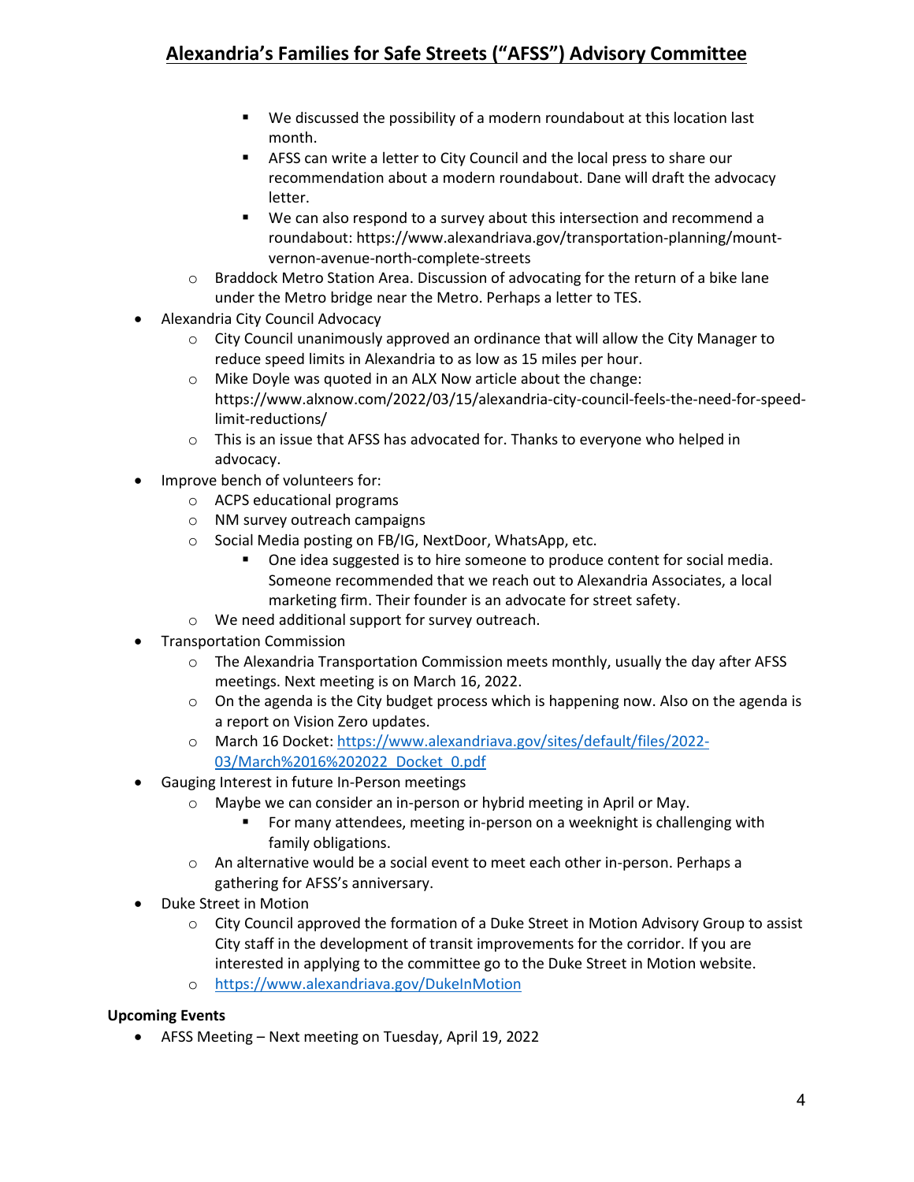- We discussed the possibility of a modern roundabout at this location last month.
        - AFSS can write a letter to City Council and the local press to share our recommendation about a modern roundabout. Dane will draft the advocacy letter.
        - We can also respond to a survey about this intersection and recommend a roundabout: https://www.alexandriava.gov/transportation-planning/mount-vernon-avenue-north-complete-streets
    - Braddock Metro Station Area. Discussion of advocating for the return of a bike lane under the Metro bridge near the Metro. Perhaps a letter to TES.
- Alexandria City Council Advocacy
    - City Council unanimously approved an ordinance that will allow the City Manager to reduce speed limits in Alexandria to as low as 15 miles per hour.
    - Mike Doyle was quoted in an ALX Now article about the change: https://www.alxnow.com/2022/03/15/alexandria-city-council-feels-the-need-for-speed-limit-reductions/
    - This is an issue that AFSS has advocated for. Thanks to everyone who helped in advocacy.
- Improve bench of volunteers for:
    - ACPS educational programs
    - NM survey outreach campaigns
    - Social Media posting on FB/IG, NextDoor, WhatsApp, etc.
        - One idea suggested is to hire someone to produce content for social media. Someone recommended that we reach out to Alexandria Associates, a local marketing firm. Their founder is an advocate for street safety.
    - We need additional support for survey outreach.
- Transportation Commission
    - The Alexandria Transportation Commission meets monthly, usually the day after AFSS meetings. Next meeting is on March 16, 2022.
    - On the agenda is the City budget process which is happening now. Also on the agenda is a report on Vision Zero updates.
    - March 16 Docket: [https://www.alexandriava.gov/sites/default/files/2022-03/March%2016%202022_Docket_0.pdf](https://www.alexandriava.gov/sites/default/files/2022-03/March%2016%202022_Docket_0.pdf)
- Gauging Interest in future In-Person meetings
    - Maybe we can consider an in-person or hybrid meeting in April or May.
        - For many attendees, meeting in-person on a weeknight is challenging with family obligations.
    - An alternative would be a social event to meet each other in-person. Perhaps a gathering for AFSS's anniversary.
- Duke Street in Motion
    - City Council approved the formation of a Duke Street in Motion Advisory Group to assist City staff in the development of transit improvements for the corridor. If you are interested in applying to the committee go to the Duke Street in Motion website.
    - [https://www.alexandriava.gov/DukeInMotion](https://www.alexandriava.gov/DukeInMotion)

**Upcoming Events**

- AFSS Meeting – Next meeting on Tuesday, April 19, 2022